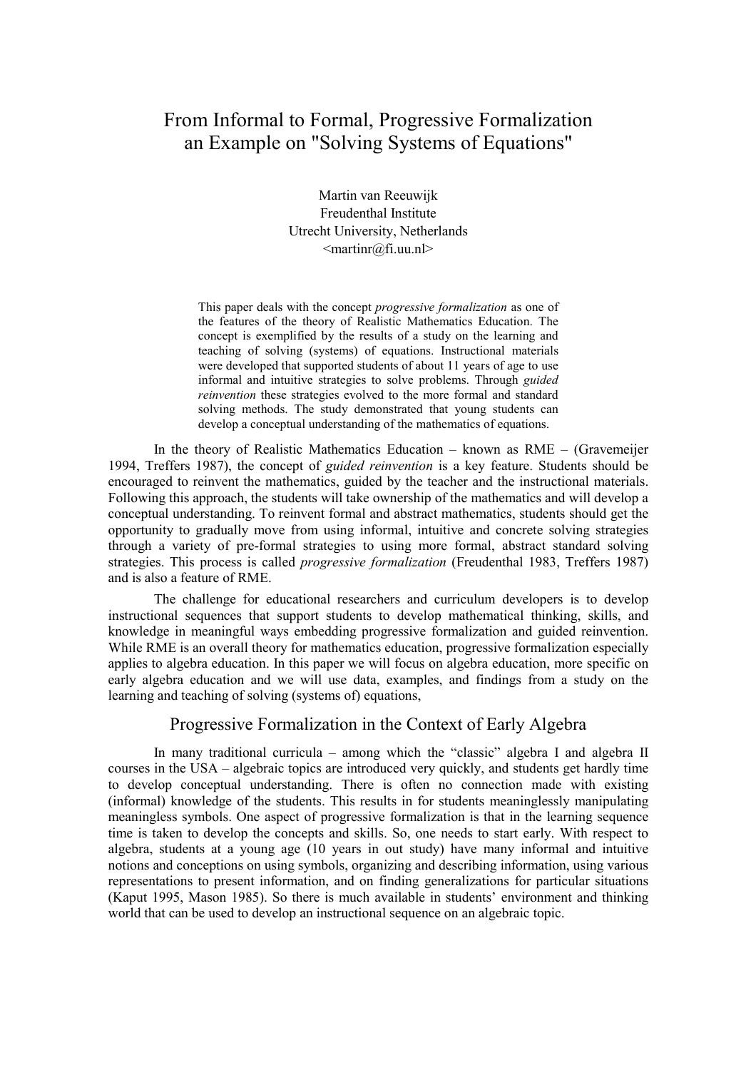# From Informal to Formal, Progressive Formalization an Example on "Solving Systems of Equations"

Martin van Reeuwijk
Freudenthal Institute
Utrecht University, Netherlands
<martinr@fi.uu.nl>

> This paper deals with the concept *progressive formalization* as one of the features of the theory of Realistic Mathematics Education. The concept is exemplified by the results of a study on the learning and teaching of solving (systems) of equations. Instructional materials were developed that supported students of about 11 years of age to use informal and intuitive strategies to solve problems. Through *guided reinvention* these strategies evolved to the more formal and standard solving methods. The study demonstrated that young students can develop a conceptual understanding of the mathematics of equations.

In the theory of Realistic Mathematics Education – known as RME – (Gravemeijer 1994, Treffers 1987), the concept of *guided reinvention* is a key feature. Students should be encouraged to reinvent the mathematics, guided by the teacher and the instructional materials. Following this approach, the students will take ownership of the mathematics and will develop a conceptual understanding. To reinvent formal and abstract mathematics, students should get the opportunity to gradually move from using informal, intuitive and concrete solving strategies through a variety of pre-formal strategies to using more formal, abstract standard solving strategies. This process is called *progressive formalization* (Freudenthal 1983, Treffers 1987) and is also a feature of RME.

The challenge for educational researchers and curriculum developers is to develop instructional sequences that support students to develop mathematical thinking, skills, and knowledge in meaningful ways embedding progressive formalization and guided reinvention. While RME is an overall theory for mathematics education, progressive formalization especially applies to algebra education. In this paper we will focus on algebra education, more specific on early algebra education and we will use data, examples, and findings from a study on the learning and teaching of solving (systems of) equations,

## Progressive Formalization in the Context of Early Algebra

In many traditional curricula – among which the "classic" algebra I and algebra II courses in the USA – algebraic topics are introduced very quickly, and students get hardly time to develop conceptual understanding. There is often no connection made with existing (informal) knowledge of the students. This results in for students meaninglessly manipulating meaningless symbols. One aspect of progressive formalization is that in the learning sequence time is taken to develop the concepts and skills. So, one needs to start early. With respect to algebra, students at a young age (10 years in out study) have many informal and intuitive notions and conceptions on using symbols, organizing and describing information, using various representations to present information, and on finding generalizations for particular situations (Kaput 1995, Mason 1985). So there is much available in students' environment and thinking world that can be used to develop an instructional sequence on an algebraic topic.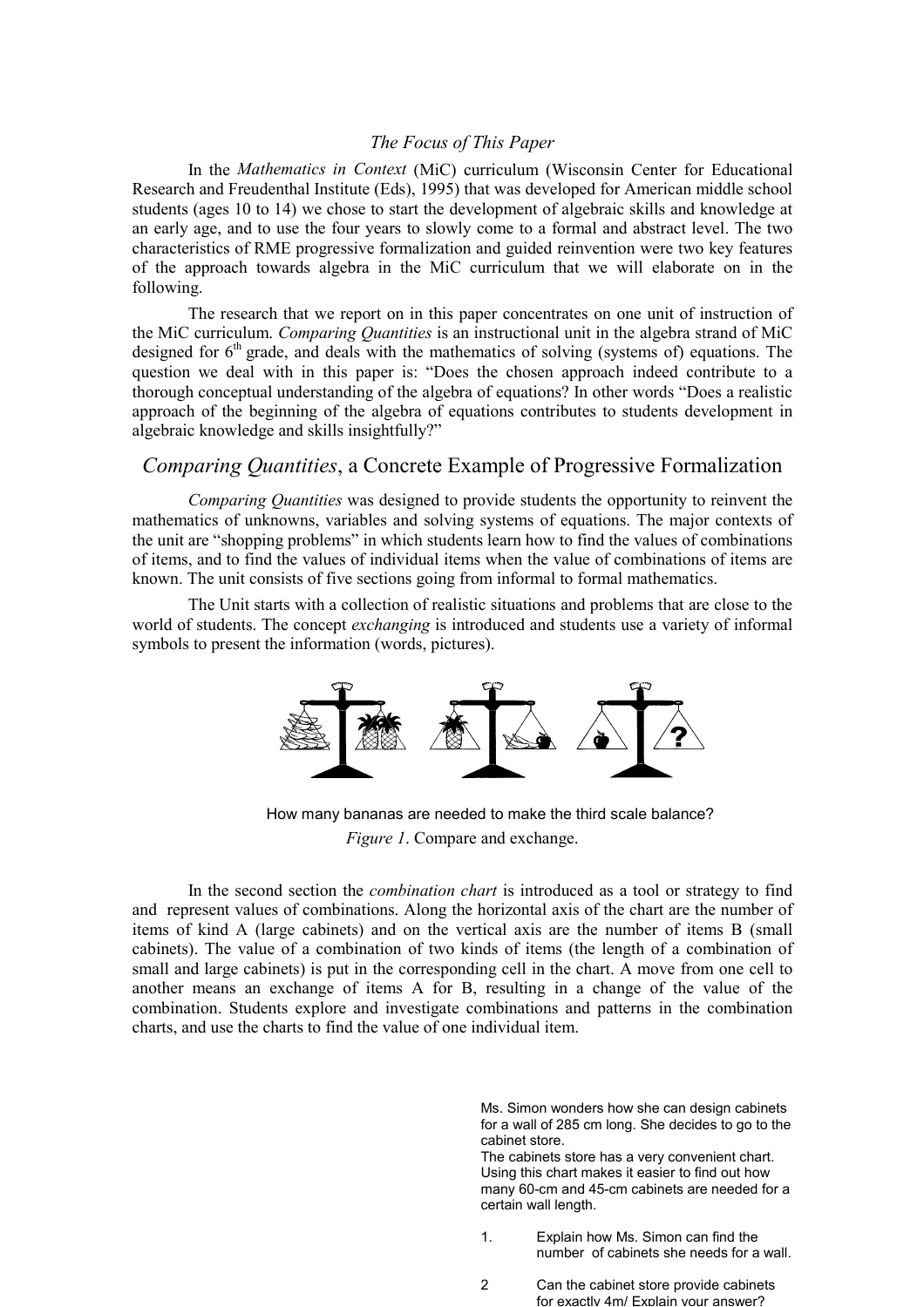*The Focus of This Paper*

In the *Mathematics in Context* (MiC) curriculum (Wisconsin Center for Educational Research and Freudenthal Institute (Eds), 1995) that was developed for American middle school students (ages 10 to 14) we chose to start the development of algebraic skills and knowledge at an early age, and to use the four years to slowly come to a formal and abstract level. The two characteristics of RME progressive formalization and guided reinvention were two key features of the approach towards algebra in the MiC curriculum that we will elaborate on in the following.

The research that we report on in this paper concentrates on one unit of instruction of the MiC curriculum. *Comparing Quantities* is an instructional unit in the algebra strand of MiC designed for 6th grade, and deals with the mathematics of solving (systems of) equations. The question we deal with in this paper is: "Does the chosen approach indeed contribute to a thorough conceptual understanding of the algebra of equations? In other words "Does a realistic approach of the beginning of the algebra of equations contributes to students development in algebraic knowledge and skills insightfully?"

## *Comparing Quantities*, a Concrete Example of Progressive Formalization

*Comparing Quantities* was designed to provide students the opportunity to reinvent the mathematics of unknowns, variables and solving systems of equations. The major contexts of the unit are "shopping problems" in which students learn how to find the values of combinations of items, and to find the values of individual items when the value of combinations of items are known. The unit consists of five sections going from informal to formal mathematics.

The Unit starts with a collection of realistic situations and problems that are close to the world of students. The concept *exchanging* is introduced and students use a variety of informal symbols to present the information (words, pictures).

How many bananas are needed to make the third scale balance?

*Figure 1*. Compare and exchange.

In the second section the *combination chart* is introduced as a tool or strategy to find and represent values of combinations. Along the horizontal axis of the chart are the number of items of kind A (large cabinets) and on the vertical axis are the number of items B (small cabinets). The value of a combination of two kinds of items (the length of a combination of small and large cabinets) is put in the corresponding cell in the chart. A move from one cell to another means an exchange of items A for B, resulting in a change of the value of the combination. Students explore and investigate combinations and patterns in the combination charts, and use the charts to find the value of one individual item.

Ms. Simon wonders how she can design cabinets for a wall of 285 cm long. She decides to go to the cabinet store.
The cabinets store has a very convenient chart. Using this chart makes it easier to find out how many 60-cm and 45-cm cabinets are needed for a certain wall length.

1. Explain how Ms. Simon can find the number of cabinets she needs for a wall.

2 Can the cabinet store provide cabinets for exactly 4m/ Explain your answer?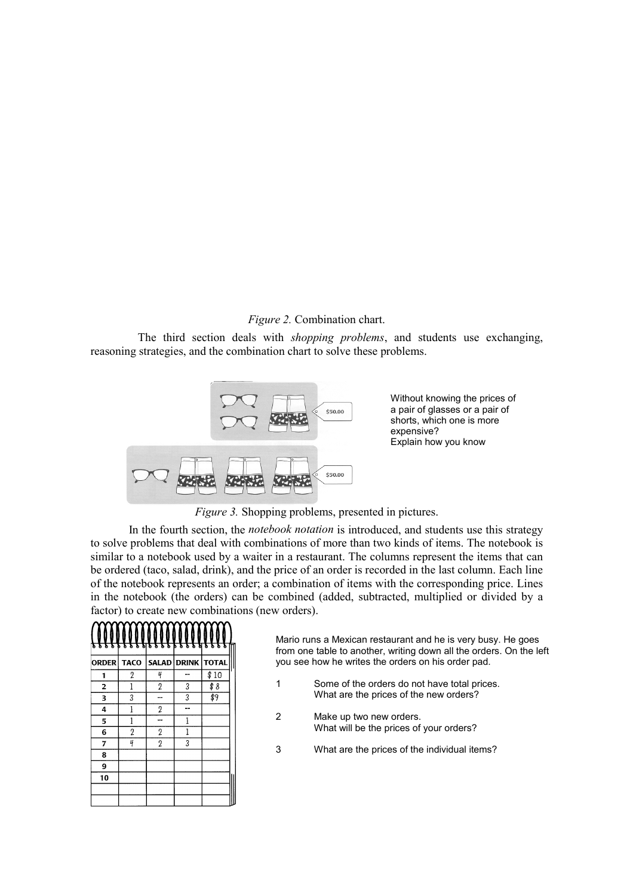*Figure 2.* Combination chart.

The third section deals with *shopping problems*, and students use exchanging, reasoning strategies, and the combination chart to solve these problems.

Without knowing the prices of a pair of glasses or a pair of shorts, which one is more expensive?
Explain how you know

*Figure 3.* Shopping problems, presented in pictures.

In the fourth section, the *notebook notation* is introduced, and students use this strategy to solve problems that deal with combinations of more than two kinds of items. The notebook is similar to a notebook used by a waiter in a restaurant. The columns represent the items that can be ordered (taco, salad, drink), and the price of an order is recorded in the last column. Each line of the notebook represents an order; a combination of items with the corresponding price. Lines in the notebook (the orders) can be combined (added, subtracted, multiplied or divided by a factor) to create new combinations (new orders).

| ORDER | TACO | SALAD | DRINK | TOTAL |
|---|---|---|---|---|
| 1 | 2 | 4 | -- | $10 |
| 2 | 1 | 2 | 3 | $8 |
| 3 | 3 | -- | 3 | $9 |
| 4 | 1 | 2 | -- | |
| 5 | 1 | -- | 1 | |
| 6 | 2 | 2 | 1 | |
| 7 | 4 | 2 | 3 | |
| 8 | | | | |
| 9 | | | | |
| 10 | | | | |
| | | | | |
| | | | | |

Mario runs a Mexican restaurant and he is very busy. He goes from one table to another, writing down all the orders. On the left you see how he writes the orders on his order pad.

1. Some of the orders do not have total prices. What are the prices of the new orders?
2. Make up two new orders. What will be the prices of your orders?
3. What are the prices of the individual items?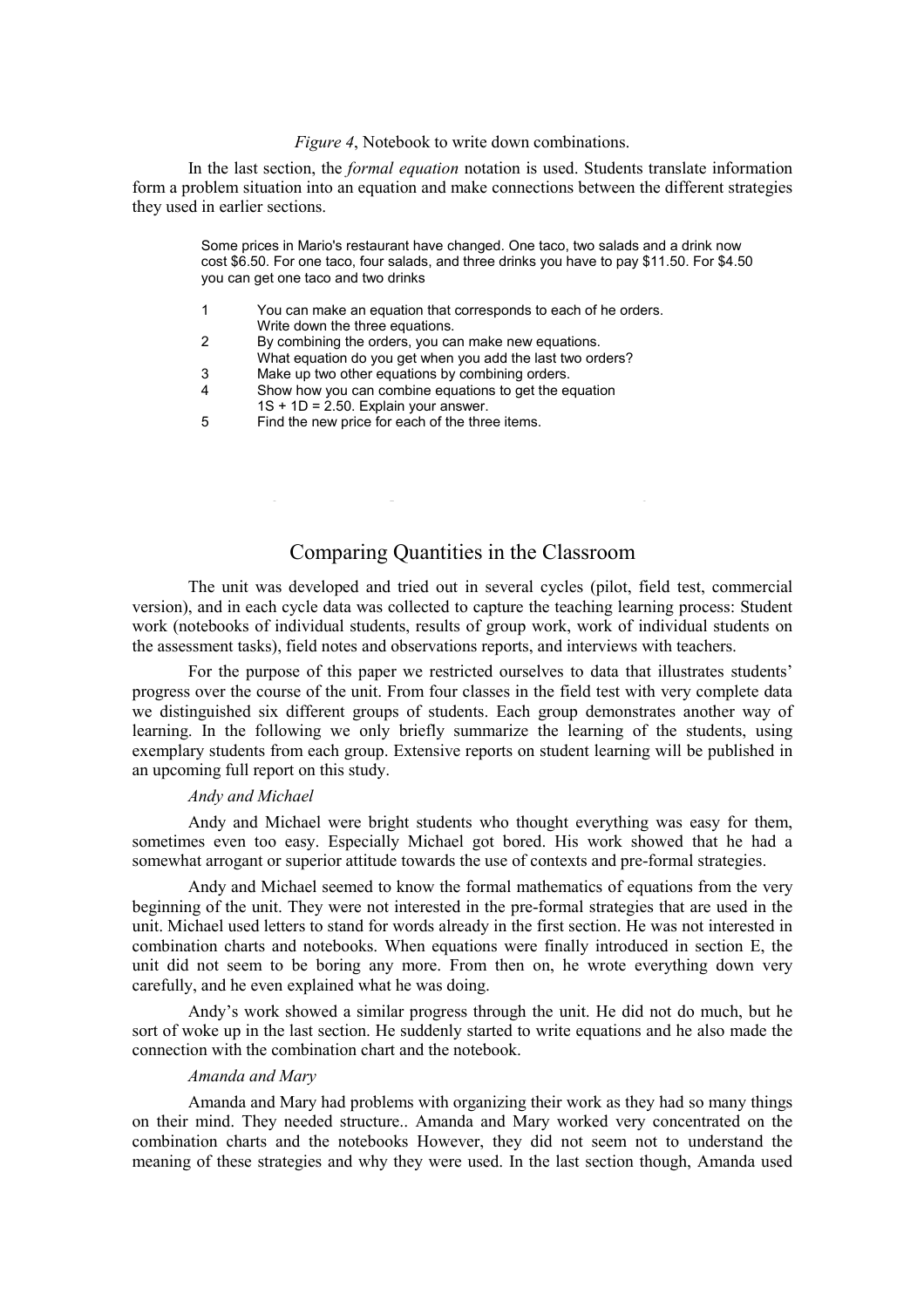*Figure 4*, Notebook to write down combinations.

In the last section, the *formal equation* notation is used. Students translate information form a problem situation into an equation and make connections between the different strategies they used in earlier sections.

> Some prices in Mario's restaurant have changed. One taco, two salads and a drink now cost \$6.50. For one taco, four salads, and three drinks you have to pay \$11.50. For \$4.50 you can get one taco and two drinks
>
> 1. You can make an equation that corresponds to each of he orders. Write down the three equations.
> 2. By combining the orders, you can make new equations. What equation do you get when you add the last two orders?
> 3. Make up two other equations by combining orders.
> 4. Show how you can combine equations to get the equation $1S + 1D = 2.50$. Explain your answer.
> 5. Find the new price for each of the three items.

## Comparing Quantities in the Classroom

The unit was developed and tried out in several cycles (pilot, field test, commercial version), and in each cycle data was collected to capture the teaching learning process: Student work (notebooks of individual students, results of group work, work of individual students on the assessment tasks), field notes and observations reports, and interviews with teachers.

For the purpose of this paper we restricted ourselves to data that illustrates students' progress over the course of the unit. From four classes in the field test with very complete data we distinguished six different groups of students. Each group demonstrates another way of learning. In the following we only briefly summarize the learning of the students, using exemplary students from each group. Extensive reports on student learning will be published in an upcoming full report on this study.

*Andy and Michael*

Andy and Michael were bright students who thought everything was easy for them, sometimes even too easy. Especially Michael got bored. His work showed that he had a somewhat arrogant or superior attitude towards the use of contexts and pre-formal strategies.

Andy and Michael seemed to know the formal mathematics of equations from the very beginning of the unit. They were not interested in the pre-formal strategies that are used in the unit. Michael used letters to stand for words already in the first section. He was not interested in combination charts and notebooks. When equations were finally introduced in section E, the unit did not seem to be boring any more. From then on, he wrote everything down very carefully, and he even explained what he was doing.

Andy's work showed a similar progress through the unit. He did not do much, but he sort of woke up in the last section. He suddenly started to write equations and he also made the connection with the combination chart and the notebook.

*Amanda and Mary*

Amanda and Mary had problems with organizing their work as they had so many things on their mind. They needed structure.. Amanda and Mary worked very concentrated on the combination charts and the notebooks However, they did not seem not to understand the meaning of these strategies and why they were used. In the last section though, Amanda used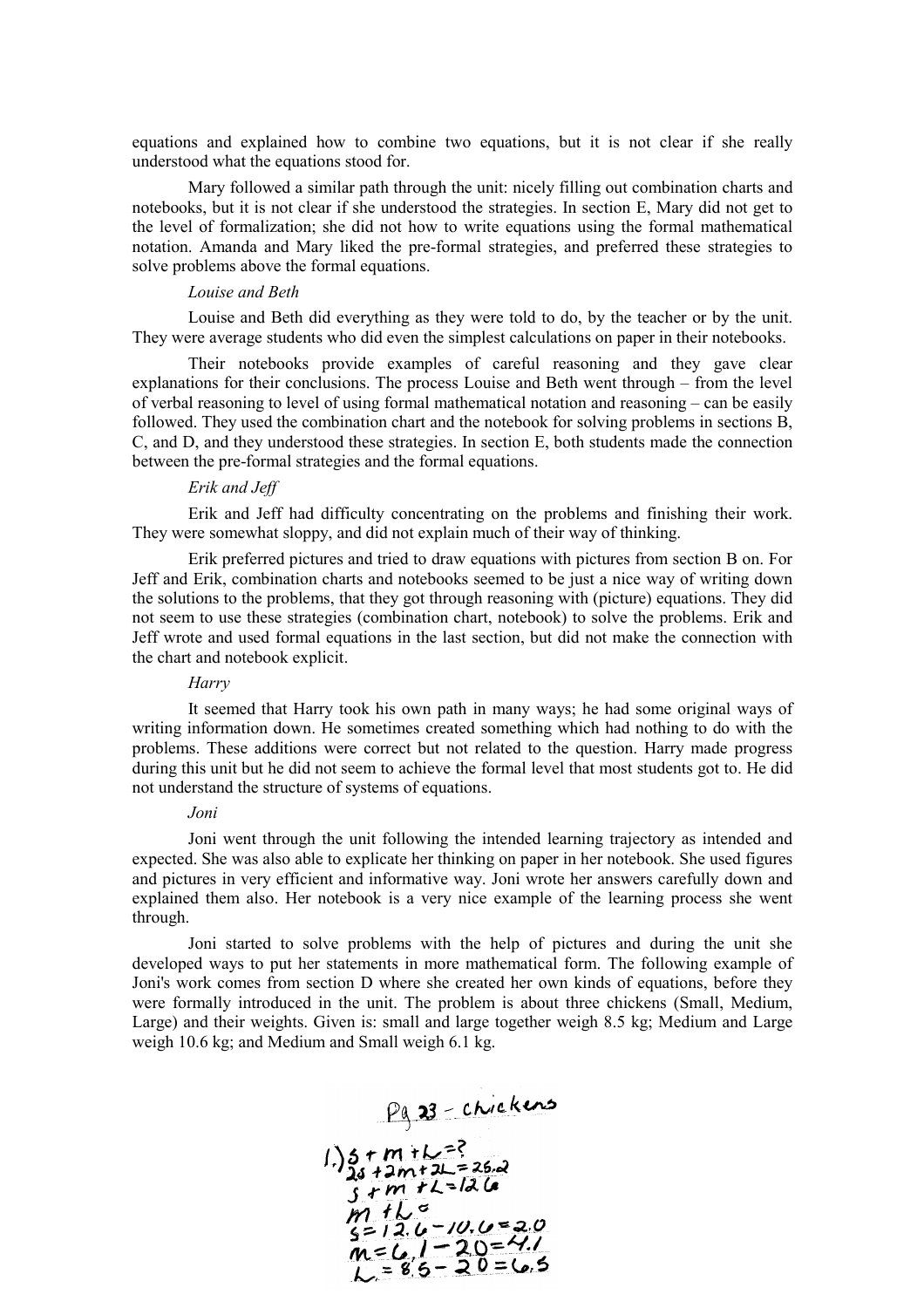equations and explained how to combine two equations, but it is not clear if she really understood what the equations stood for.

Mary followed a similar path through the unit: nicely filling out combination charts and notebooks, but it is not clear if she understood the strategies. In section E, Mary did not get to the level of formalization; she did not how to write equations using the formal mathematical notation. Amanda and Mary liked the pre-formal strategies, and preferred these strategies to solve problems above the formal equations.

*Louise and Beth*

Louise and Beth did everything as they were told to do, by the teacher or by the unit. They were average students who did even the simplest calculations on paper in their notebooks.

Their notebooks provide examples of careful reasoning and they gave clear explanations for their conclusions. The process Louise and Beth went through – from the level of verbal reasoning to level of using formal mathematical notation and reasoning – can be easily followed. They used the combination chart and the notebook for solving problems in sections B, C, and D, and they understood these strategies. In section E, both students made the connection between the pre-formal strategies and the formal equations.

*Erik and Jeff*

Erik and Jeff had difficulty concentrating on the problems and finishing their work. They were somewhat sloppy, and did not explain much of their way of thinking.

Erik preferred pictures and tried to draw equations with pictures from section B on. For Jeff and Erik, combination charts and notebooks seemed to be just a nice way of writing down the solutions to the problems, that they got through reasoning with (picture) equations. They did not seem to use these strategies (combination chart, notebook) to solve the problems. Erik and Jeff wrote and used formal equations in the last section, but did not make the connection with the chart and notebook explicit.

*Harry*

It seemed that Harry took his own path in many ways; he had some original ways of writing information down. He sometimes created something which had nothing to do with the problems. These additions were correct but not related to the question. Harry made progress during this unit but he did not seem to achieve the formal level that most students got to. He did not understand the structure of systems of equations.

*Joni*

Joni went through the unit following the intended learning trajectory as intended and expected. She was also able to explicate her thinking on paper in her notebook. She used figures and pictures in very efficient and informative way. Joni wrote her answers carefully down and explained them also. Her notebook is a very nice example of the learning process she went through.

Joni started to solve problems with the help of pictures and during the unit she developed ways to put her statements in more mathematical form. The following example of Joni's work comes from section D where she created her own kinds of equations, before they were formally introduced in the unit. The problem is about three chickens (Small, Medium, Large) and their weights. Given is: small and large together weigh 8.5 kg; Medium and Large weigh 10.6 kg; and Medium and Small weigh 6.1 kg.

Pg 23 - chickens

1.) $s + m + L = ?$
$2s + 2m + 2L = 25.2$
$s + m + L = 12.6$
$m + L =$
$s = 12.6 - 10.6 = 2.0$
$m = 6.1 - 2.0 = 4.1$
$L = 8.5 - 2.0 = 6.5$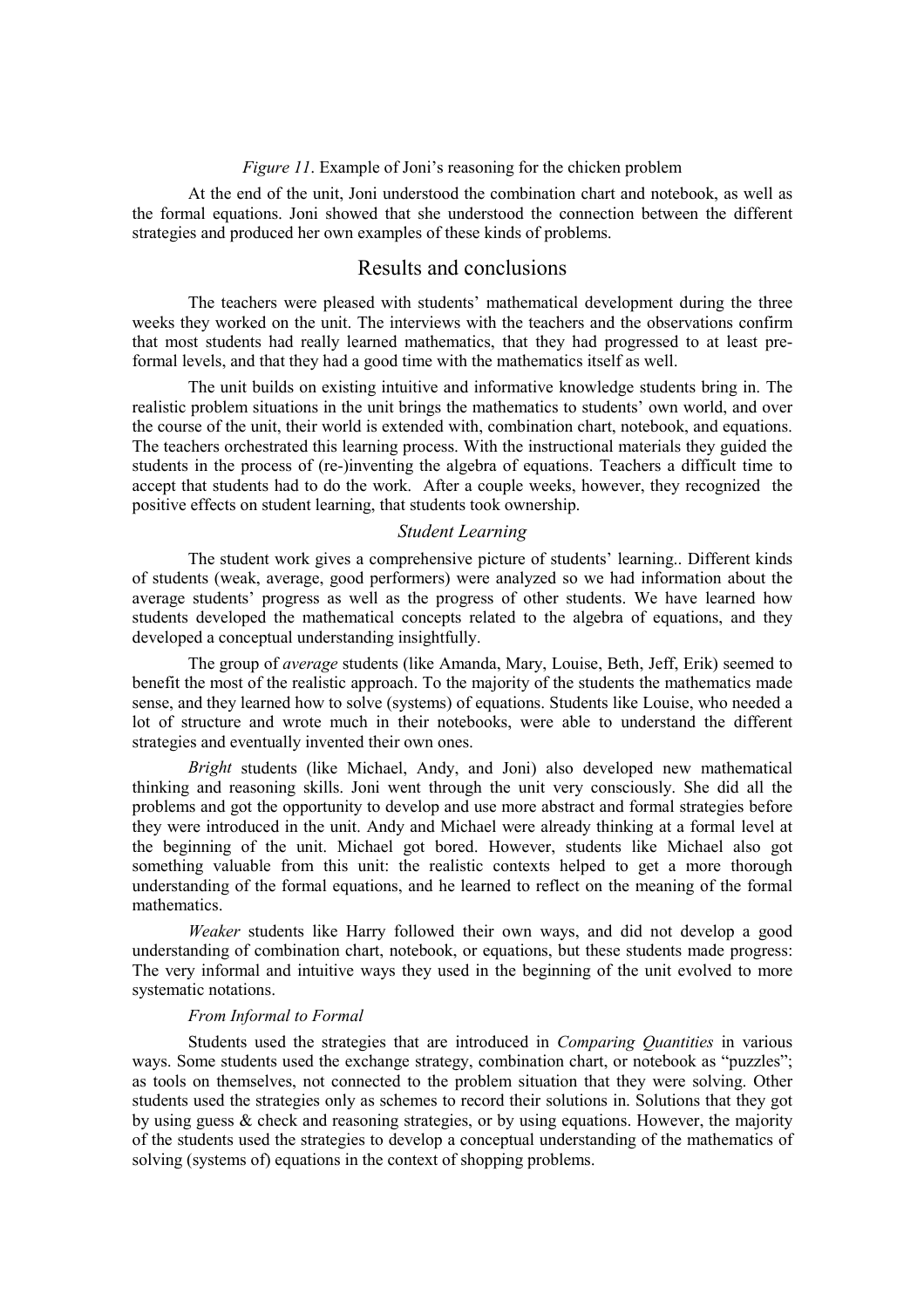*Figure 11*. Example of Joni's reasoning for the chicken problem

At the end of the unit, Joni understood the combination chart and notebook, as well as the formal equations. Joni showed that she understood the connection between the different strategies and produced her own examples of these kinds of problems.

## Results and conclusions

The teachers were pleased with students' mathematical development during the three weeks they worked on the unit. The interviews with the teachers and the observations confirm that most students had really learned mathematics, that they had progressed to at least pre-formal levels, and that they had a good time with the mathematics itself as well.

The unit builds on existing intuitive and informative knowledge students bring in. The realistic problem situations in the unit brings the mathematics to students' own world, and over the course of the unit, their world is extended with, combination chart, notebook, and equations. The teachers orchestrated this learning process. With the instructional materials they guided the students in the process of (re-)inventing the algebra of equations. Teachers a difficult time to accept that students had to do the work. After a couple weeks, however, they recognized the positive effects on student learning, that students took ownership.

### *Student Learning*

The student work gives a comprehensive picture of students' learning.. Different kinds of students (weak, average, good performers) were analyzed so we had information about the average students' progress as well as the progress of other students. We have learned how students developed the mathematical concepts related to the algebra of equations, and they developed a conceptual understanding insightfully.

The group of *average* students (like Amanda, Mary, Louise, Beth, Jeff, Erik) seemed to benefit the most of the realistic approach. To the majority of the students the mathematics made sense, and they learned how to solve (systems) of equations. Students like Louise, who needed a lot of structure and wrote much in their notebooks, were able to understand the different strategies and eventually invented their own ones.

*Bright* students (like Michael, Andy, and Joni) also developed new mathematical thinking and reasoning skills. Joni went through the unit very consciously. She did all the problems and got the opportunity to develop and use more abstract and formal strategies before they were introduced in the unit. Andy and Michael were already thinking at a formal level at the beginning of the unit. Michael got bored. However, students like Michael also got something valuable from this unit: the realistic contexts helped to get a more thorough understanding of the formal equations, and he learned to reflect on the meaning of the formal mathematics.

*Weaker* students like Harry followed their own ways, and did not develop a good understanding of combination chart, notebook, or equations, but these students made progress: The very informal and intuitive ways they used in the beginning of the unit evolved to more systematic notations.

#### *From Informal to Formal*

Students used the strategies that are introduced in *Comparing Quantities* in various ways. Some students used the exchange strategy, combination chart, or notebook as "puzzles"; as tools on themselves, not connected to the problem situation that they were solving. Other students used the strategies only as schemes to record their solutions in. Solutions that they got by using guess & check and reasoning strategies, or by using equations. However, the majority of the students used the strategies to develop a conceptual understanding of the mathematics of solving (systems of) equations in the context of shopping problems.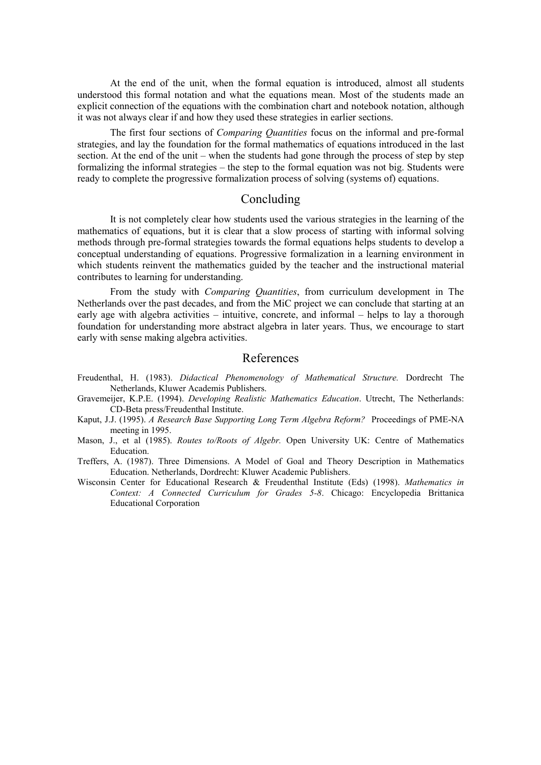At the end of the unit, when the formal equation is introduced, almost all students understood this formal notation and what the equations mean. Most of the students made an explicit connection of the equations with the combination chart and notebook notation, although it was not always clear if and how they used these strategies in earlier sections.

The first four sections of *Comparing Quantities* focus on the informal and pre-formal strategies, and lay the foundation for the formal mathematics of equations introduced in the last section. At the end of the unit – when the students had gone through the process of step by step formalizing the informal strategies – the step to the formal equation was not big. Students were ready to complete the progressive formalization process of solving (systems of) equations.

## Concluding

It is not completely clear how students used the various strategies in the learning of the mathematics of equations, but it is clear that a slow process of starting with informal solving methods through pre-formal strategies towards the formal equations helps students to develop a conceptual understanding of equations. Progressive formalization in a learning environment in which students reinvent the mathematics guided by the teacher and the instructional material contributes to learning for understanding.

From the study with *Comparing Quantities*, from curriculum development in The Netherlands over the past decades, and from the MiC project we can conclude that starting at an early age with algebra activities – intuitive, concrete, and informal – helps to lay a thorough foundation for understanding more abstract algebra in later years. Thus, we encourage to start early with sense making algebra activities.

## References

Freudenthal, H. (1983). *Didactical Phenomenology of Mathematical Structure.* Dordrecht The Netherlands, Kluwer Academis Publishers.

Gravemeijer, K.P.E. (1994). *Developing Realistic Mathematics Education*. Utrecht, The Netherlands: CD-Beta press/Freudenthal Institute.

Kaput, J.J. (1995). *A Research Base Supporting Long Term Algebra Reform?* Proceedings of PME-NA meeting in 1995.

Mason, J., et al (1985). *Routes to/Roots of Algebr.* Open University UK: Centre of Mathematics Education.

Treffers, A. (1987). Three Dimensions. A Model of Goal and Theory Description in Mathematics Education. Netherlands, Dordrecht: Kluwer Academic Publishers.

Wisconsin Center for Educational Research & Freudenthal Institute (Eds) (1998). *Mathematics in Context: A Connected Curriculum for Grades 5-8*. Chicago: Encyclopedia Brittanica Educational Corporation